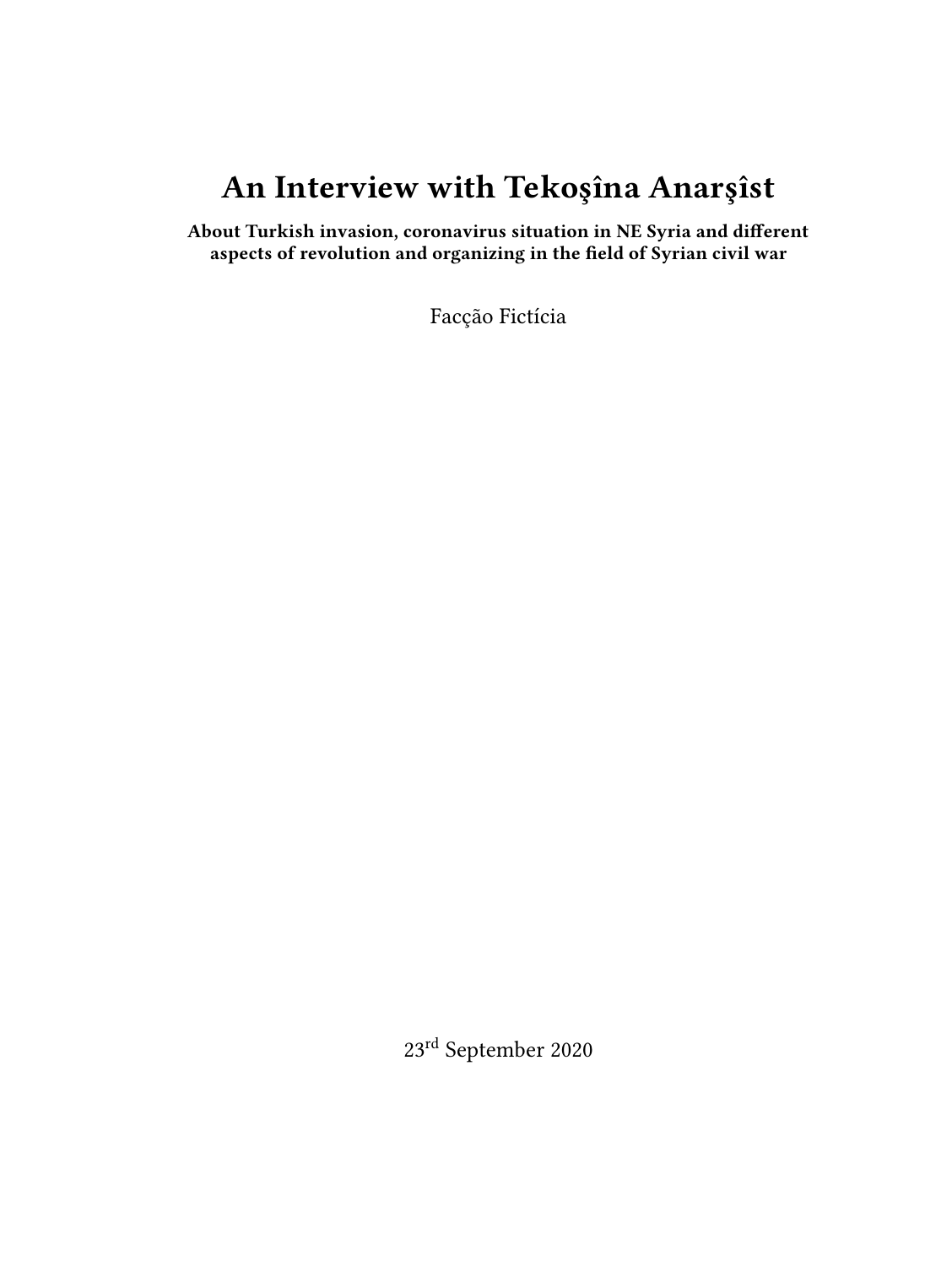# An Interview with Tekoşîna Anarşîst

**About Turkish invasion, coronavirus situation in NE Syria and different aspects of revolution and organizing in the field of Syrian civil war**

Facção Fictícia

23rd September 2020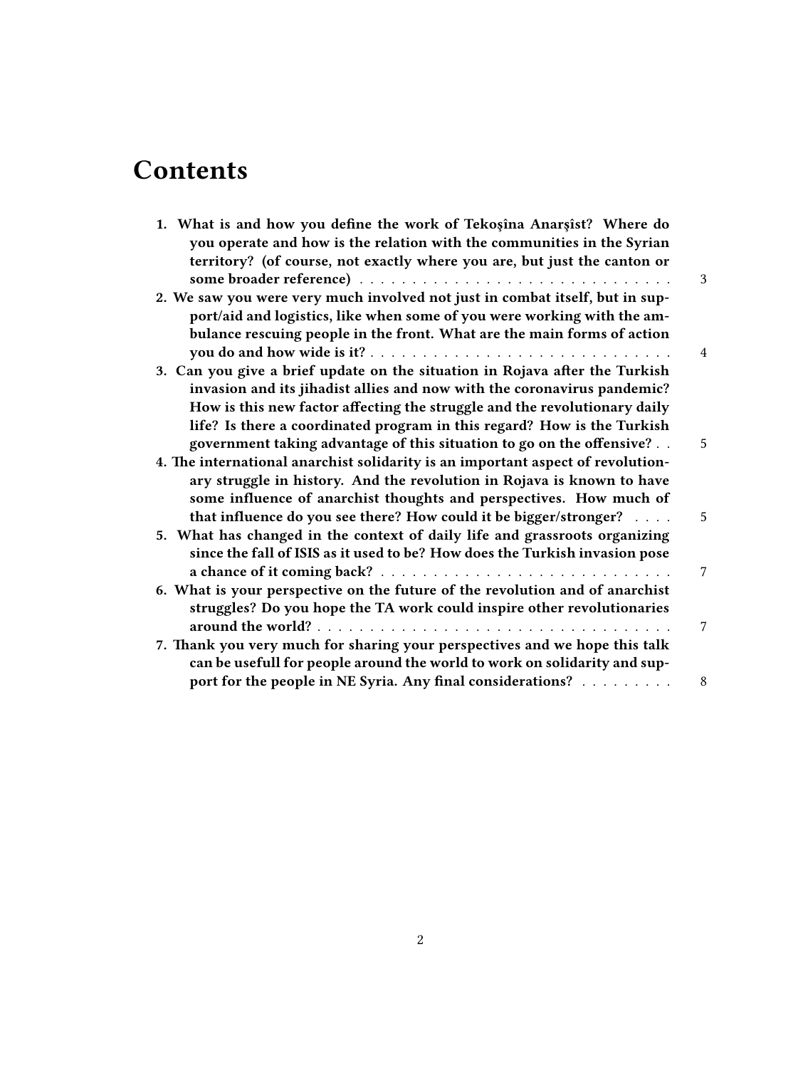# Contents

1. What is and how you define the work of Tekoşîna Anarşîst? Where do you operate and how is the relation with the communities in the Syrian territory? (of course, not exactly where you are, but just the canton or some broader reference) . . . 3
2. We saw you were very much involved not just in combat itself, but in support/aid and logistics, like when some of you were working with the ambulance rescuing people in the front. What are the main forms of action you do and how wide is it? . . . 4
3. Can you give a brief update on the situation in Rojava after the Turkish invasion and its jihadist allies and now with the coronavirus pandemic? How is this new factor affecting the struggle and the revolutionary daily life? Is there a coordinated program in this regard? How is the Turkish government taking advantage of this situation to go on the offensive? . . 5
4. The international anarchist solidarity is an important aspect of revolutionary struggle in history. And the revolution in Rojava is known to have some influence of anarchist thoughts and perspectives. How much of that influence do you see there? How could it be bigger/stronger? . . . . 5
5. What has changed in the context of daily life and grassroots organizing since the fall of ISIS as it used to be? How does the Turkish invasion pose a chance of it coming back? . . . 7
6. What is your perspective on the future of the revolution and of anarchist struggles? Do you hope the TA work could inspire other revolutionaries around the world? . . . 7
7. Thank you very much for sharing your perspectives and we hope this talk can be usefull for people around the world to work on solidarity and support for the people in NE Syria. Any final considerations? . . . . . . . . . 8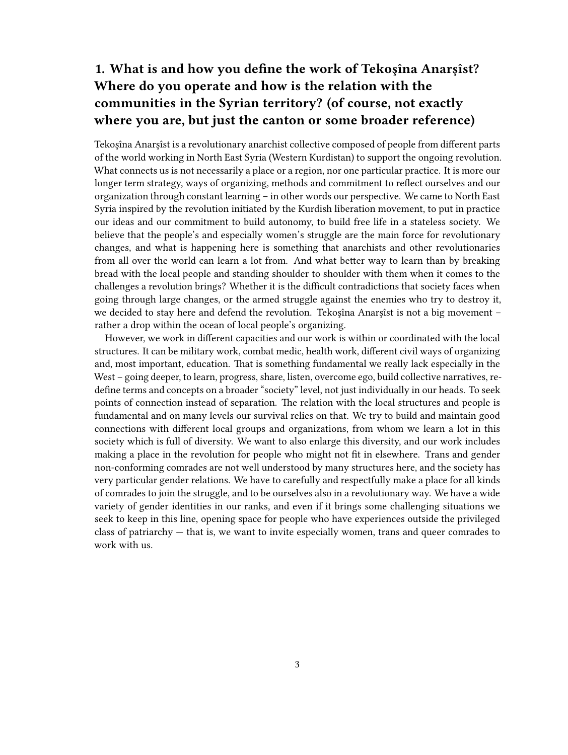## 1. What is and how you define the work of Tekoşîna Anarşîst? Where do you operate and how is the relation with the communities in the Syrian territory? (of course, not exactly where you are, but just the canton or some broader reference)

Tekoşîna Anarşîst is a revolutionary anarchist collective composed of people from different parts of the world working in North East Syria (Western Kurdistan) to support the ongoing revolution. What connects us is not necessarily a place or a region, nor one particular practice. It is more our longer term strategy, ways of organizing, methods and commitment to reflect ourselves and our organization through constant learning – in other words our perspective. We came to North East Syria inspired by the revolution initiated by the Kurdish liberation movement, to put in practice our ideas and our commitment to build autonomy, to build free life in a stateless society. We believe that the people's and especially women's struggle are the main force for revolutionary changes, and what is happening here is something that anarchists and other revolutionaries from all over the world can learn a lot from. And what better way to learn than by breaking bread with the local people and standing shoulder to shoulder with them when it comes to the challenges a revolution brings? Whether it is the difficult contradictions that society faces when going through large changes, or the armed struggle against the enemies who try to destroy it, we decided to stay here and defend the revolution. Tekoşîna Anarşîst is not a big movement – rather a drop within the ocean of local people's organizing.

However, we work in different capacities and our work is within or coordinated with the local structures. It can be military work, combat medic, health work, different civil ways of organizing and, most important, education. That is something fundamental we really lack especially in the West – going deeper, to learn, progress, share, listen, overcome ego, build collective narratives, re-define terms and concepts on a broader "society" level, not just individually in our heads. To seek points of connection instead of separation. The relation with the local structures and people is fundamental and on many levels our survival relies on that. We try to build and maintain good connections with different local groups and organizations, from whom we learn a lot in this society which is full of diversity. We want to also enlarge this diversity, and our work includes making a place in the revolution for people who might not fit in elsewhere. Trans and gender non-conforming comrades are not well understood by many structures here, and the society has very particular gender relations. We have to carefully and respectfully make a place for all kinds of comrades to join the struggle, and to be ourselves also in a revolutionary way. We have a wide variety of gender identities in our ranks, and even if it brings some challenging situations we seek to keep in this line, opening space for people who have experiences outside the privileged class of patriarchy — that is, we want to invite especially women, trans and queer comrades to work with us.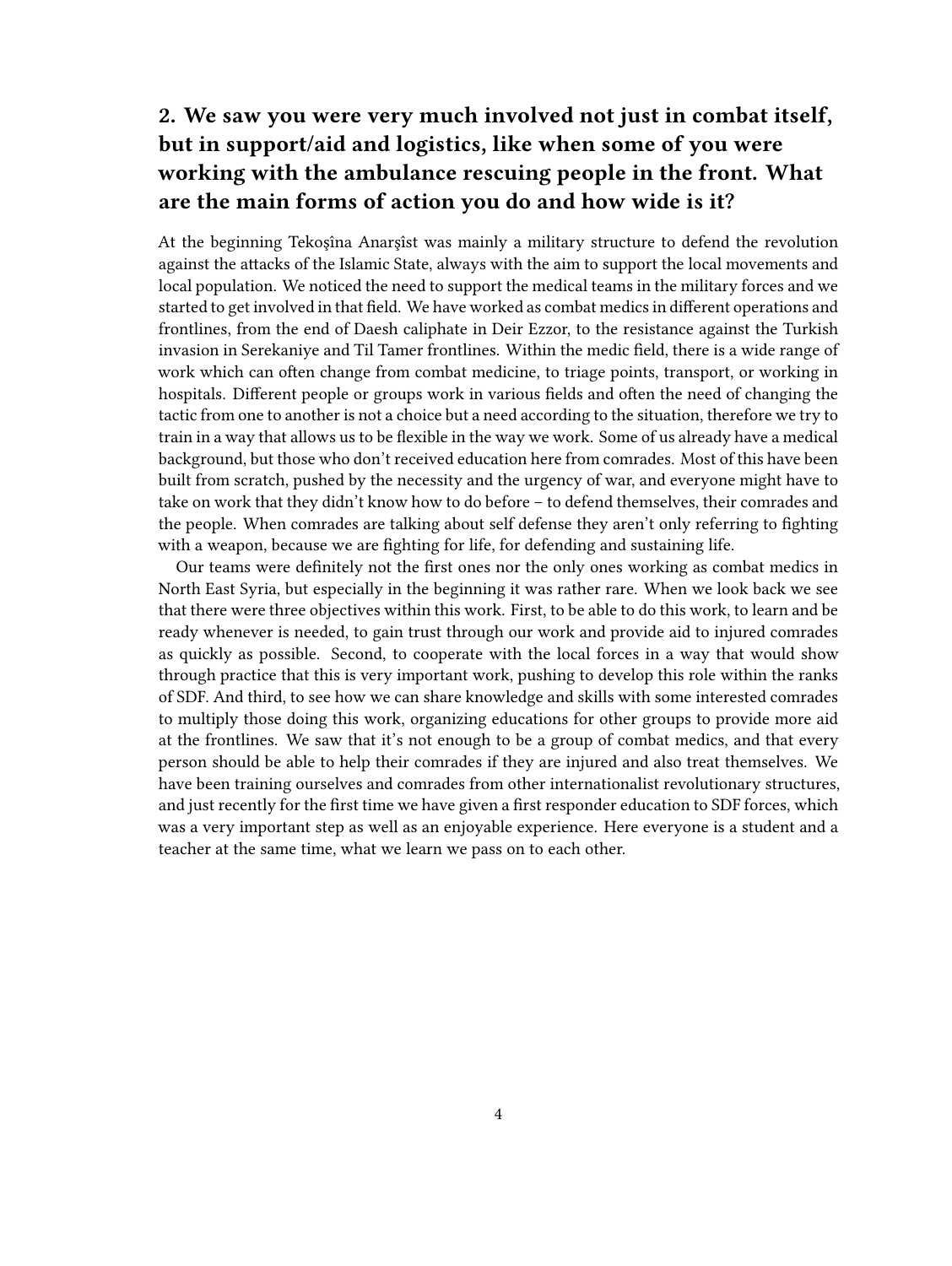## 2. We saw you were very much involved not just in combat itself, but in support/aid and logistics, like when some of you were working with the ambulance rescuing people in the front. What are the main forms of action you do and how wide is it?

At the beginning Tekoşîna Anarşîst was mainly a military structure to defend the revolution against the attacks of the Islamic State, always with the aim to support the local movements and local population. We noticed the need to support the medical teams in the military forces and we started to get involved in that field. We have worked as combat medics in different operations and frontlines, from the end of Daesh caliphate in Deir Ezzor, to the resistance against the Turkish invasion in Serekaniye and Til Tamer frontlines. Within the medic field, there is a wide range of work which can often change from combat medicine, to triage points, transport, or working in hospitals. Different people or groups work in various fields and often the need of changing the tactic from one to another is not a choice but a need according to the situation, therefore we try to train in a way that allows us to be flexible in the way we work. Some of us already have a medical background, but those who don't received education here from comrades. Most of this have been built from scratch, pushed by the necessity and the urgency of war, and everyone might have to take on work that they didn't know how to do before – to defend themselves, their comrades and the people. When comrades are talking about self defense they aren't only referring to fighting with a weapon, because we are fighting for life, for defending and sustaining life.

Our teams were definitely not the first ones nor the only ones working as combat medics in North East Syria, but especially in the beginning it was rather rare. When we look back we see that there were three objectives within this work. First, to be able to do this work, to learn and be ready whenever is needed, to gain trust through our work and provide aid to injured comrades as quickly as possible. Second, to cooperate with the local forces in a way that would show through practice that this is very important work, pushing to develop this role within the ranks of SDF. And third, to see how we can share knowledge and skills with some interested comrades to multiply those doing this work, organizing educations for other groups to provide more aid at the frontlines. We saw that it's not enough to be a group of combat medics, and that every person should be able to help their comrades if they are injured and also treat themselves. We have been training ourselves and comrades from other internationalist revolutionary structures, and just recently for the first time we have given a first responder education to SDF forces, which was a very important step as well as an enjoyable experience. Here everyone is a student and a teacher at the same time, what we learn we pass on to each other.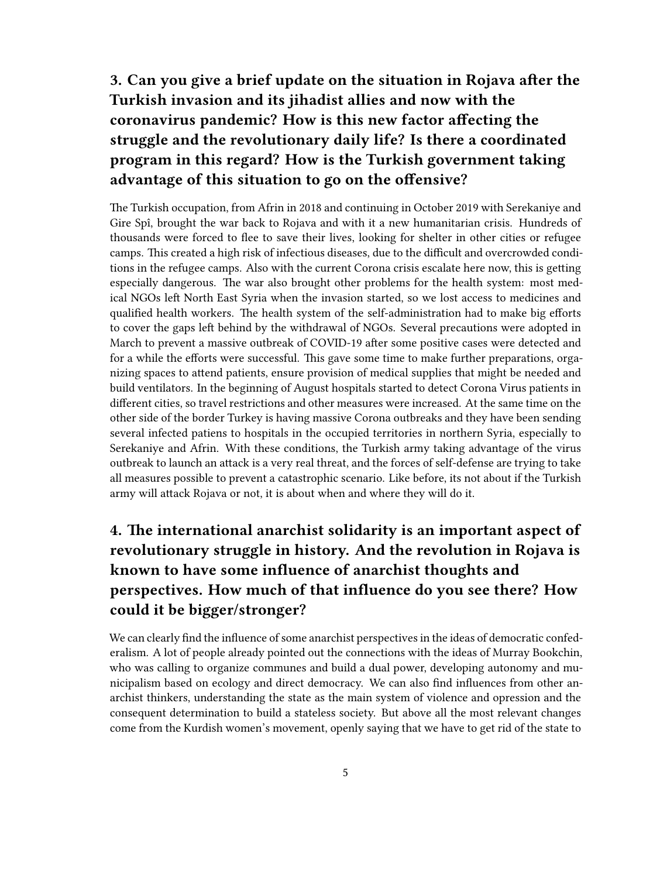## 3. Can you give a brief update on the situation in Rojava after the Turkish invasion and its jihadist allies and now with the coronavirus pandemic? How is this new factor affecting the struggle and the revolutionary daily life? Is there a coordinated program in this regard? How is the Turkish government taking advantage of this situation to go on the offensive?

The Turkish occupation, from Afrin in 2018 and continuing in October 2019 with Serekaniye and Gire Spî, brought the war back to Rojava and with it a new humanitarian crisis. Hundreds of thousands were forced to flee to save their lives, looking for shelter in other cities or refugee camps. This created a high risk of infectious diseases, due to the difficult and overcrowded conditions in the refugee camps. Also with the current Corona crisis escalate here now, this is getting especially dangerous. The war also brought other problems for the health system: most medical NGOs left North East Syria when the invasion started, so we lost access to medicines and qualified health workers. The health system of the self-administration had to make big efforts to cover the gaps left behind by the withdrawal of NGOs. Several precautions were adopted in March to prevent a massive outbreak of COVID-19 after some positive cases were detected and for a while the efforts were successful. This gave some time to make further preparations, organizing spaces to attend patients, ensure provision of medical supplies that might be needed and build ventilators. In the beginning of August hospitals started to detect Corona Virus patients in different cities, so travel restrictions and other measures were increased. At the same time on the other side of the border Turkey is having massive Corona outbreaks and they have been sending several infected patiens to hospitals in the occupied territories in northern Syria, especially to Serekaniye and Afrin. With these conditions, the Turkish army taking advantage of the virus outbreak to launch an attack is a very real threat, and the forces of self-defense are trying to take all measures possible to prevent a catastrophic scenario. Like before, its not about if the Turkish army will attack Rojava or not, it is about when and where they will do it.

## 4. The international anarchist solidarity is an important aspect of revolutionary struggle in history. And the revolution in Rojava is known to have some influence of anarchist thoughts and perspectives. How much of that influence do you see there? How could it be bigger/stronger?

We can clearly find the influence of some anarchist perspectives in the ideas of democratic confederalism. A lot of people already pointed out the connections with the ideas of Murray Bookchin, who was calling to organize communes and build a dual power, developing autonomy and municipalism based on ecology and direct democracy. We can also find influences from other anarchist thinkers, understanding the state as the main system of violence and opression and the consequent determination to build a stateless society. But above all the most relevant changes come from the Kurdish women's movement, openly saying that we have to get rid of the state to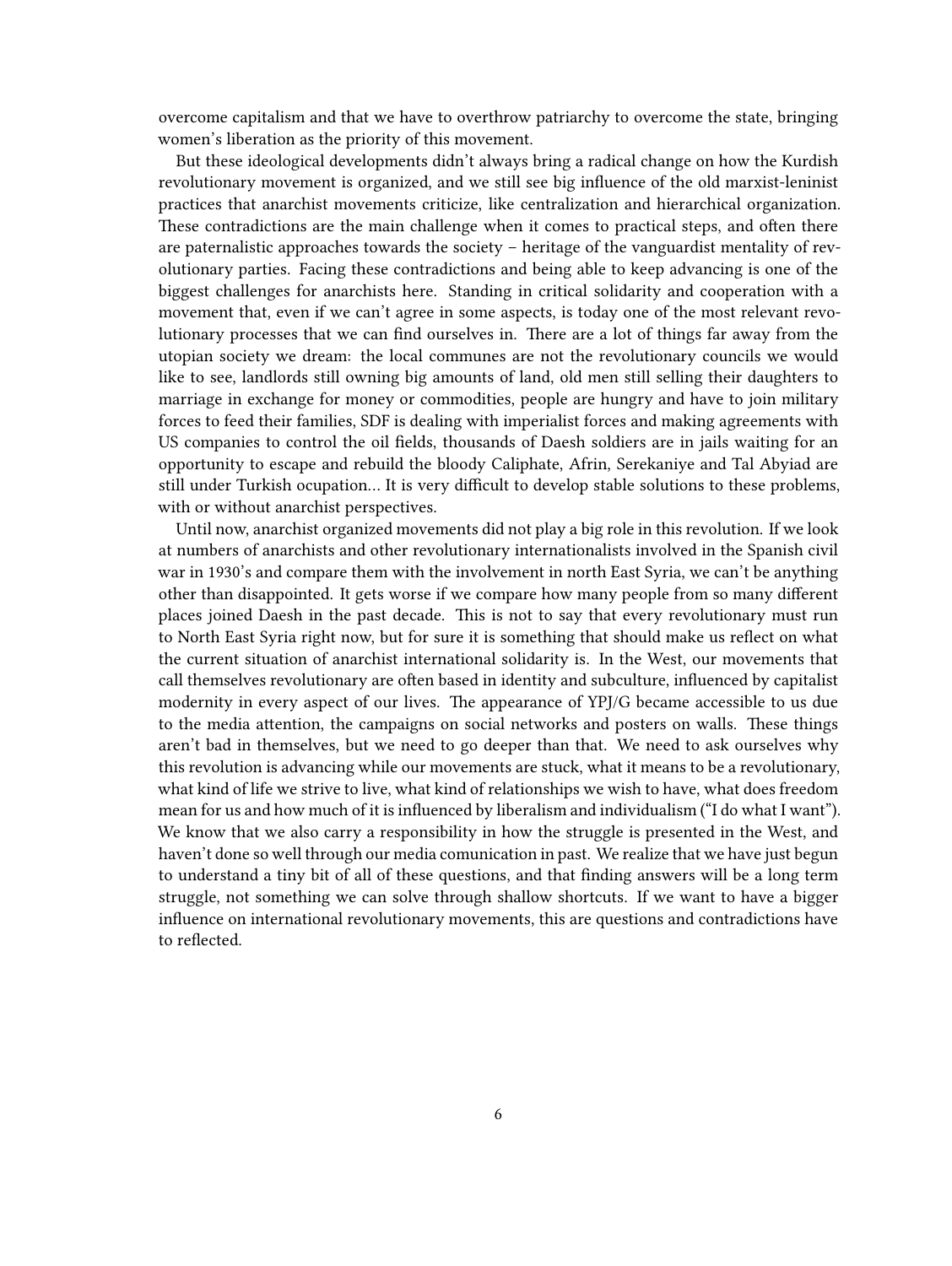overcome capitalism and that we have to overthrow patriarchy to overcome the state, bringing women's liberation as the priority of this movement.

But these ideological developments didn't always bring a radical change on how the Kurdish revolutionary movement is organized, and we still see big influence of the old marxist-leninist practices that anarchist movements criticize, like centralization and hierarchical organization. These contradictions are the main challenge when it comes to practical steps, and often there are paternalistic approaches towards the society – heritage of the vanguardist mentality of revolutionary parties. Facing these contradictions and being able to keep advancing is one of the biggest challenges for anarchists here. Standing in critical solidarity and cooperation with a movement that, even if we can't agree in some aspects, is today one of the most relevant revolutionary processes that we can find ourselves in. There are a lot of things far away from the utopian society we dream: the local communes are not the revolutionary councils we would like to see, landlords still owning big amounts of land, old men still selling their daughters to marriage in exchange for money or commodities, people are hungry and have to join military forces to feed their families, SDF is dealing with imperialist forces and making agreements with US companies to control the oil fields, thousands of Daesh soldiers are in jails waiting for an opportunity to escape and rebuild the bloody Caliphate, Afrin, Serekaniye and Tal Abyiad are still under Turkish ocupation… It is very difficult to develop stable solutions to these problems, with or without anarchist perspectives.

Until now, anarchist organized movements did not play a big role in this revolution. If we look at numbers of anarchists and other revolutionary internationalists involved in the Spanish civil war in 1930's and compare them with the involvement in north East Syria, we can't be anything other than disappointed. It gets worse if we compare how many people from so many different places joined Daesh in the past decade. This is not to say that every revolutionary must run to North East Syria right now, but for sure it is something that should make us reflect on what the current situation of anarchist international solidarity is. In the West, our movements that call themselves revolutionary are often based in identity and subculture, influenced by capitalist modernity in every aspect of our lives. The appearance of YPJ/G became accessible to us due to the media attention, the campaigns on social networks and posters on walls. These things aren't bad in themselves, but we need to go deeper than that. We need to ask ourselves why this revolution is advancing while our movements are stuck, what it means to be a revolutionary, what kind of life we strive to live, what kind of relationships we wish to have, what does freedom mean for us and how much of it is influenced by liberalism and individualism ("I do what I want"). We know that we also carry a responsibility in how the struggle is presented in the West, and haven't done so well through our media comunication in past. We realize that we have just begun to understand a tiny bit of all of these questions, and that finding answers will be a long term struggle, not something we can solve through shallow shortcuts. If we want to have a bigger influence on international revolutionary movements, this are questions and contradictions have to reflected.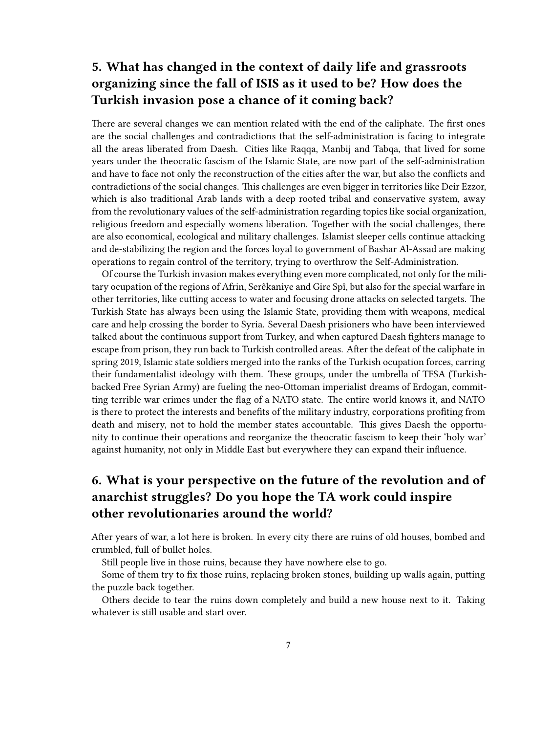## 5. What has changed in the context of daily life and grassroots organizing since the fall of ISIS as it used to be? How does the Turkish invasion pose a chance of it coming back?

There are several changes we can mention related with the end of the caliphate. The first ones are the social challenges and contradictions that the self-administration is facing to integrate all the areas liberated from Daesh. Cities like Raqqa, Manbij and Tabqa, that lived for some years under the theocratic fascism of the Islamic State, are now part of the self-administration and have to face not only the reconstruction of the cities after the war, but also the conflicts and contradictions of the social changes. This challenges are even bigger in territories like Deir Ezzor, which is also traditional Arab lands with a deep rooted tribal and conservative system, away from the revolutionary values of the self-administration regarding topics like social organization, religious freedom and especially womens liberation. Together with the social challenges, there are also economical, ecological and military challenges. Islamist sleeper cells continue attacking and de-stabilizing the region and the forces loyal to government of Bashar Al-Assad are making operations to regain control of the territory, trying to overthrow the Self-Administration.

Of course the Turkish invasion makes everything even more complicated, not only for the military ocupation of the regions of Afrin, Serêkaniye and Gire Spî, but also for the special warfare in other territories, like cutting access to water and focusing drone attacks on selected targets. The Turkish State has always been using the Islamic State, providing them with weapons, medical care and help crossing the border to Syria. Several Daesh prisioners who have been interviewed talked about the continuous support from Turkey, and when captured Daesh fighters manage to escape from prison, they run back to Turkish controlled areas. After the defeat of the caliphate in spring 2019, Islamic state soldiers merged into the ranks of the Turkish ocupation forces, carring their fundamentalist ideology with them. These groups, under the umbrella of TFSA (Turkish-backed Free Syrian Army) are fueling the neo-Ottoman imperialist dreams of Erdogan, committing terrible war crimes under the flag of a NATO state. The entire world knows it, and NATO is there to protect the interests and benefits of the military industry, corporations profiting from death and misery, not to hold the member states accountable. This gives Daesh the opportunity to continue their operations and reorganize the theocratic fascism to keep their 'holy war' against humanity, not only in Middle East but everywhere they can expand their influence.

## 6. What is your perspective on the future of the revolution and of anarchist struggles? Do you hope the TA work could inspire other revolutionaries around the world?

After years of war, a lot here is broken. In every city there are ruins of old houses, bombed and crumbled, full of bullet holes.

Still people live in those ruins, because they have nowhere else to go.

Some of them try to fix those ruins, replacing broken stones, building up walls again, putting the puzzle back together.

Others decide to tear the ruins down completely and build a new house next to it. Taking whatever is still usable and start over.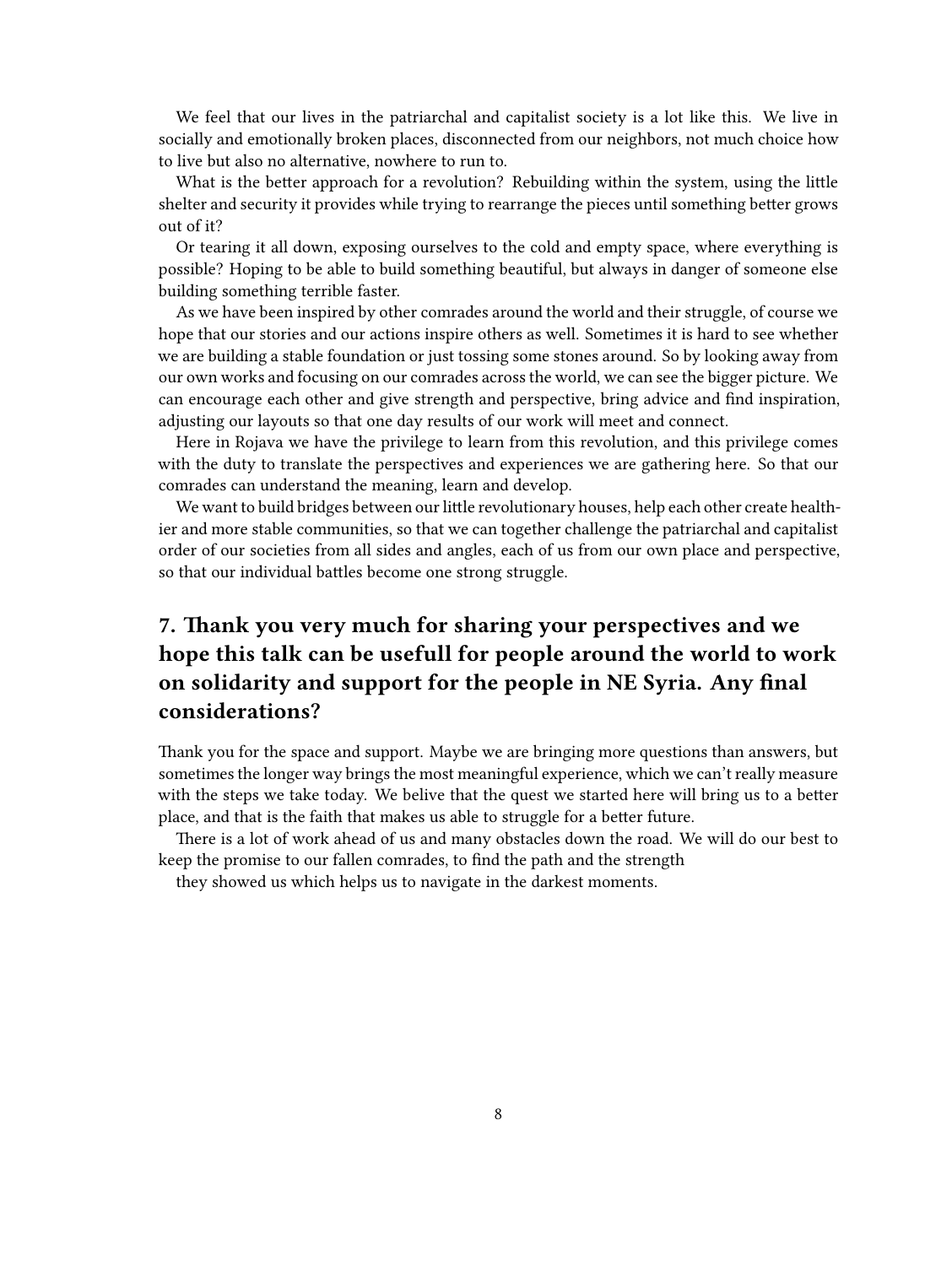We feel that our lives in the patriarchal and capitalist society is a lot like this. We live in socially and emotionally broken places, disconnected from our neighbors, not much choice how to live but also no alternative, nowhere to run to.

What is the better approach for a revolution? Rebuilding within the system, using the little shelter and security it provides while trying to rearrange the pieces until something better grows out of it?

Or tearing it all down, exposing ourselves to the cold and empty space, where everything is possible? Hoping to be able to build something beautiful, but always in danger of someone else building something terrible faster.

As we have been inspired by other comrades around the world and their struggle, of course we hope that our stories and our actions inspire others as well. Sometimes it is hard to see whether we are building a stable foundation or just tossing some stones around. So by looking away from our own works and focusing on our comrades across the world, we can see the bigger picture. We can encourage each other and give strength and perspective, bring advice and find inspiration, adjusting our layouts so that one day results of our work will meet and connect.

Here in Rojava we have the privilege to learn from this revolution, and this privilege comes with the duty to translate the perspectives and experiences we are gathering here. So that our comrades can understand the meaning, learn and develop.

We want to build bridges between our little revolutionary houses, help each other create healthier and more stable communities, so that we can together challenge the patriarchal and capitalist order of our societies from all sides and angles, each of us from our own place and perspective, so that our individual battles become one strong struggle.

## 7. Thank you very much for sharing your perspectives and we hope this talk can be usefull for people around the world to work on solidarity and support for the people in NE Syria. Any final considerations?

Thank you for the space and support. Maybe we are bringing more questions than answers, but sometimes the longer way brings the most meaningful experience, which we can't really measure with the steps we take today. We belive that the quest we started here will bring us to a better place, and that is the faith that makes us able to struggle for a better future.

There is a lot of work ahead of us and many obstacles down the road. We will do our best to keep the promise to our fallen comrades, to find the path and the strength

they showed us which helps us to navigate in the darkest moments.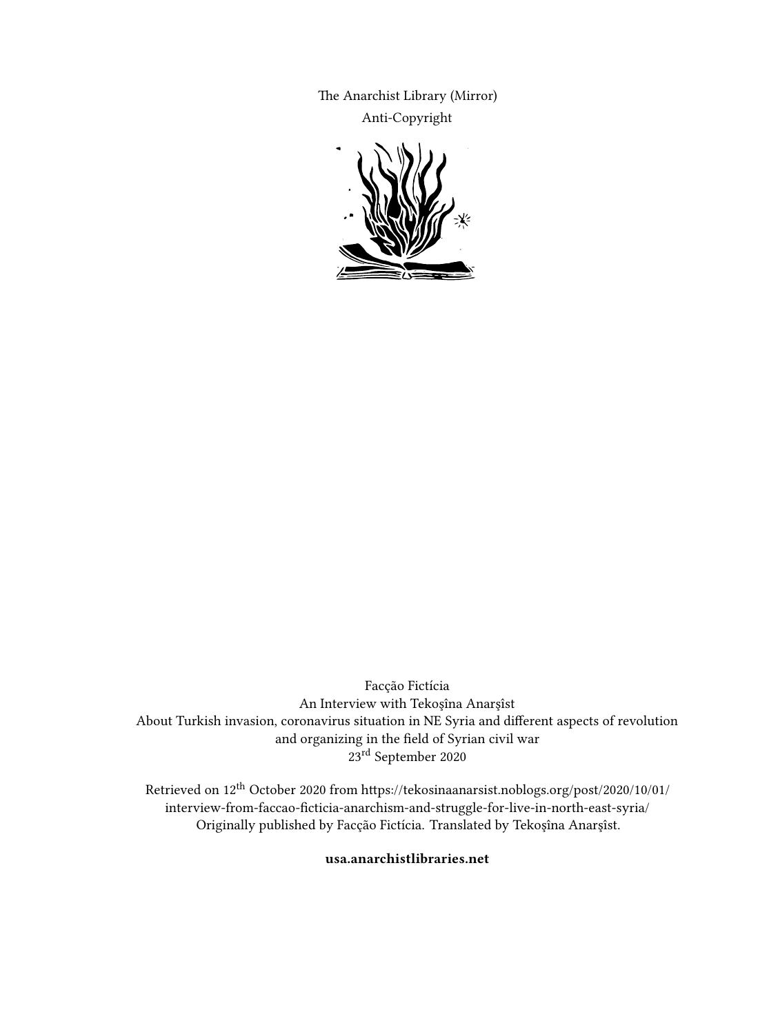The Anarchist Library (Mirror)
Anti-Copyright

Facção Fictícia
An Interview with Tekoşîna Anarşîst
About Turkish invasion, coronavirus situation in NE Syria and different aspects of revolution and organizing in the field of Syrian civil war
23rd September 2020

Retrieved on 12th October 2020 from https://tekosinaanarsist.noblogs.org/post/2020/10/01/interview-from-faccao-ficticia-anarchism-and-struggle-for-live-in-north-east-syria/
Originally published by Facção Fictícia. Translated by Tekoşîna Anarşîst.

**usa.anarchistlibraries.net**